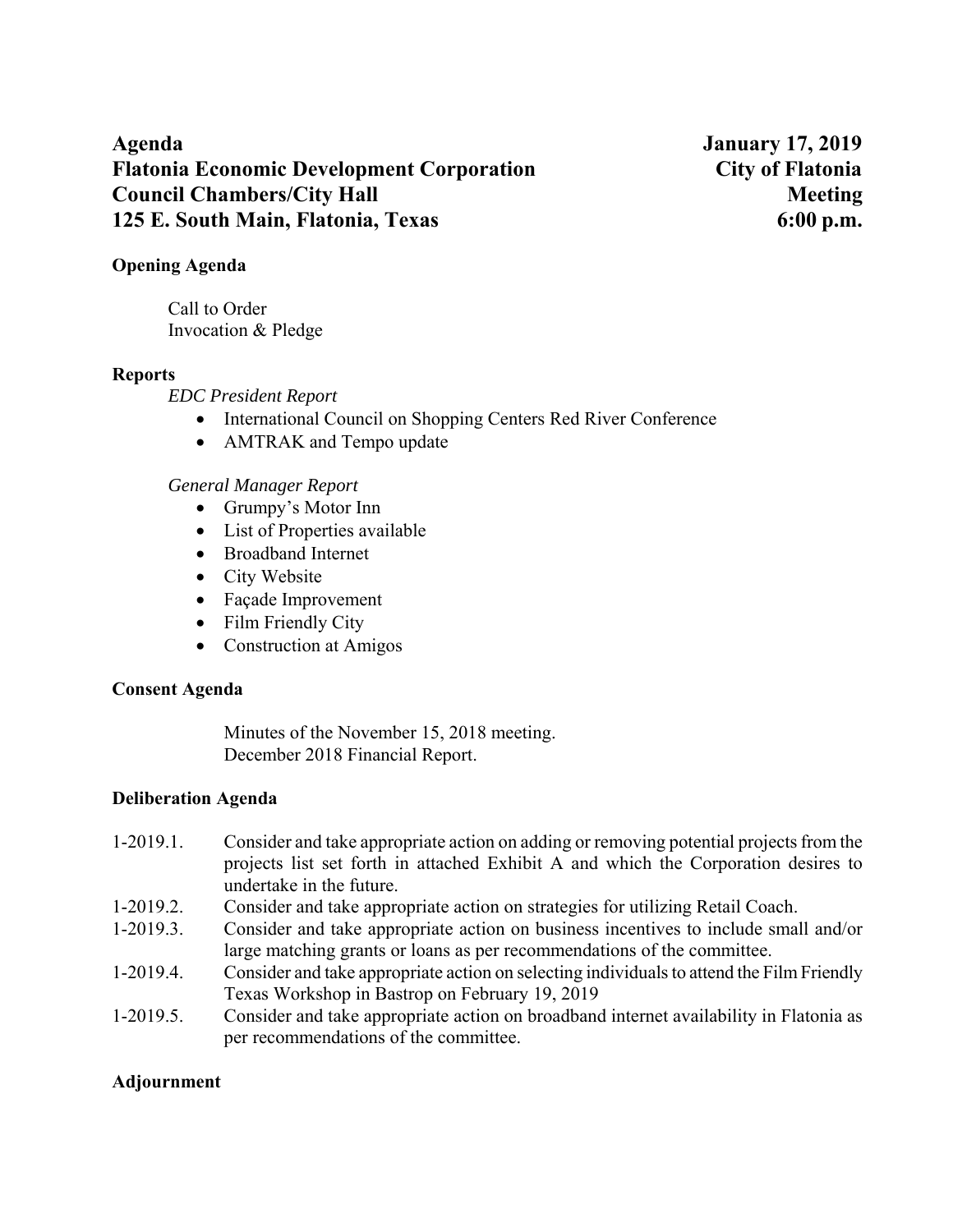**Agenda** **January 17, 2019**
**Flatonia Economic Development Corporation** **City of Flatonia**
**Council Chambers/City Hall** **Meeting**
**125 E. South Main, Flatonia, Texas** **6:00 p.m.**

**Opening Agenda**

Call to Order
Invocation & Pledge

**Reports**

*EDC President Report*

- International Council on Shopping Centers Red River Conference
- AMTRAK and Tempo update

*General Manager Report*

- Grumpy's Motor Inn
- List of Properties available
- Broadband Internet
- City Website
- Façade Improvement
- Film Friendly City
- Construction at Amigos

**Consent Agenda**

Minutes of the November 15, 2018 meeting.
December 2018 Financial Report.

**Deliberation Agenda**

1-2019.1. Consider and take appropriate action on adding or removing potential projects from the projects list set forth in attached Exhibit A and which the Corporation desires to undertake in the future.

1-2019.2. Consider and take appropriate action on strategies for utilizing Retail Coach.

1-2019.3. Consider and take appropriate action on business incentives to include small and/or large matching grants or loans as per recommendations of the committee.

1-2019.4. Consider and take appropriate action on selecting individuals to attend the Film Friendly Texas Workshop in Bastrop on February 19, 2019

1-2019.5. Consider and take appropriate action on broadband internet availability in Flatonia as per recommendations of the committee.

**Adjournment**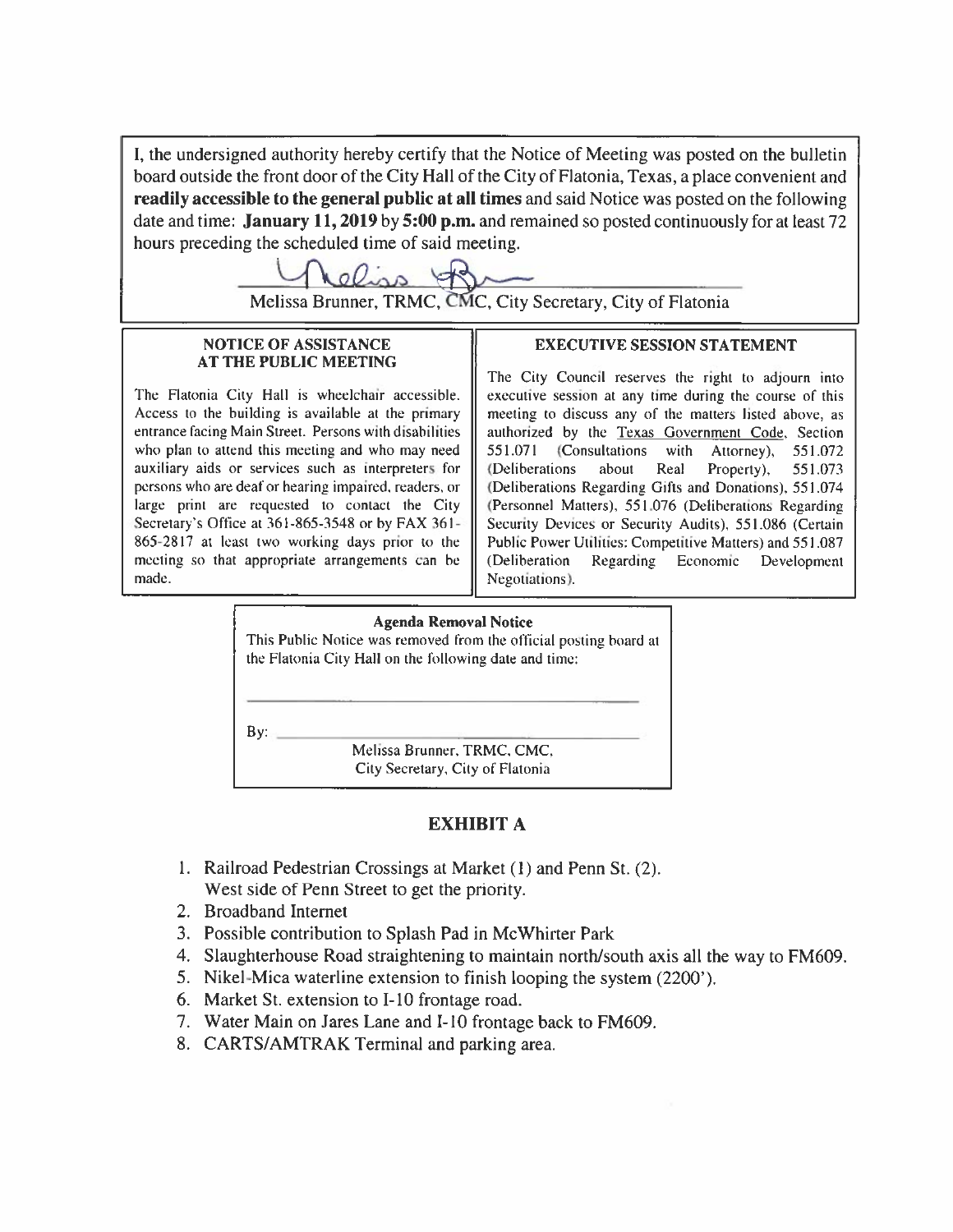I, the undersigned authority hereby certify that the Notice of Meeting was posted on the bulletin board outside the front door of the City Hall of the City of Flatonia, Texas, a place convenient and **readily accessible to the general public at all times** and said Notice was posted on the following date and time: **January 11, 2019** by **5:00 p.m.** and remained so posted continuously for at least 72 hours preceding the scheduled time of said meeting.

Melissa Brunner, TRMC, CMC, City Secretary, City of Flatonia

**NOTICE OF ASSISTANCE AT THE PUBLIC MEETING**

The Flatonia City Hall is wheelchair accessible. Access to the building is available at the primary entrance facing Main Street. Persons with disabilities who plan to attend this meeting and who may need auxiliary aids or services such as interpreters for persons who are deaf or hearing impaired, readers, or large print are requested to contact the City Secretary's Office at 361-865-3548 or by FAX 361-865-2817 at least two working days prior to the meeting so that appropriate arrangements can be made.

**EXECUTIVE SESSION STATEMENT**

The City Council reserves the right to adjourn into executive session at any time during the course of this meeting to discuss any of the matters listed above, as authorized by the Texas Government Code, Section 551.071 (Consultations with Attorney), 551.072 (Deliberations about Real Property), 551.073 (Deliberations Regarding Gifts and Donations), 551.074 (Personnel Matters), 551.076 (Deliberations Regarding Security Devices or Security Audits), 551.086 (Certain Public Power Utilities: Competitive Matters) and 551.087 (Deliberation Regarding Economic Development Negotiations).

**Agenda Removal Notice**

This Public Notice was removed from the official posting board at the Flatonia City Hall on the following date and time:

______________________________

By: ______________________________

Melissa Brunner, TRMC, CMC,
City Secretary, City of Flatonia

## EXHIBIT A

1. Railroad Pedestrian Crossings at Market (1) and Penn St. (2).
   West side of Penn Street to get the priority.
2. Broadband Internet
3. Possible contribution to Splash Pad in McWhirter Park
4. Slaughterhouse Road straightening to maintain north/south axis all the way to FM609.
5. Nikel-Mica waterline extension to finish looping the system (2200').
6. Market St. extension to I-10 frontage road.
7. Water Main on Jares Lane and I-10 frontage back to FM609.
8. CARTS/AMTRAK Terminal and parking area.